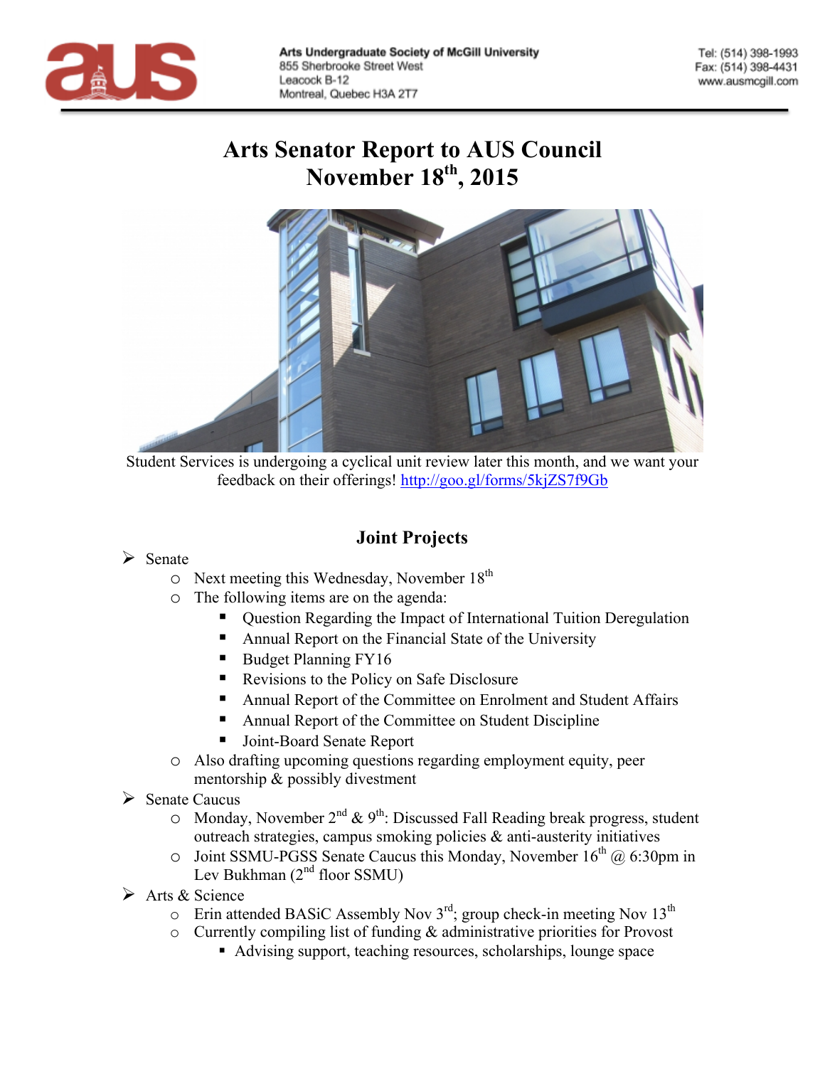Arts Undergraduate Society of McGill University
855 Sherbrooke Street West
Leacock B-12
Montreal, Quebec H3A 2T7

Tel: (514) 398-1993
Fax: (514) 398-4431
www.ausmcgill.com

# Arts Senator Report to AUS Council
# November 18th, 2015

Student Services is undergoing a cyclical unit review later this month, and we want your feedback on their offerings! http://goo.gl/forms/5kjZS7f9Gb

## Joint Projects

- Senate
  - Next meeting this Wednesday, November 18th
  - The following items are on the agenda:
    - Question Regarding the Impact of International Tuition Deregulation
    - Annual Report on the Financial State of the University
    - Budget Planning FY16
    - Revisions to the Policy on Safe Disclosure
    - Annual Report of the Committee on Enrolment and Student Affairs
    - Annual Report of the Committee on Student Discipline
    - Joint-Board Senate Report
  - Also drafting upcoming questions regarding employment equity, peer mentorship & possibly divestment
- Senate Caucus
  - Monday, November 2nd & 9th: Discussed Fall Reading break progress, student outreach strategies, campus smoking policies & anti-austerity initiatives
  - Joint SSMU-PGSS Senate Caucus this Monday, November 16th @ 6:30pm in Lev Bukhman (2nd floor SSMU)
- Arts & Science
  - Erin attended BASiC Assembly Nov 3rd; group check-in meeting Nov 13th
  - Currently compiling list of funding & administrative priorities for Provost
    - Advising support, teaching resources, scholarships, lounge space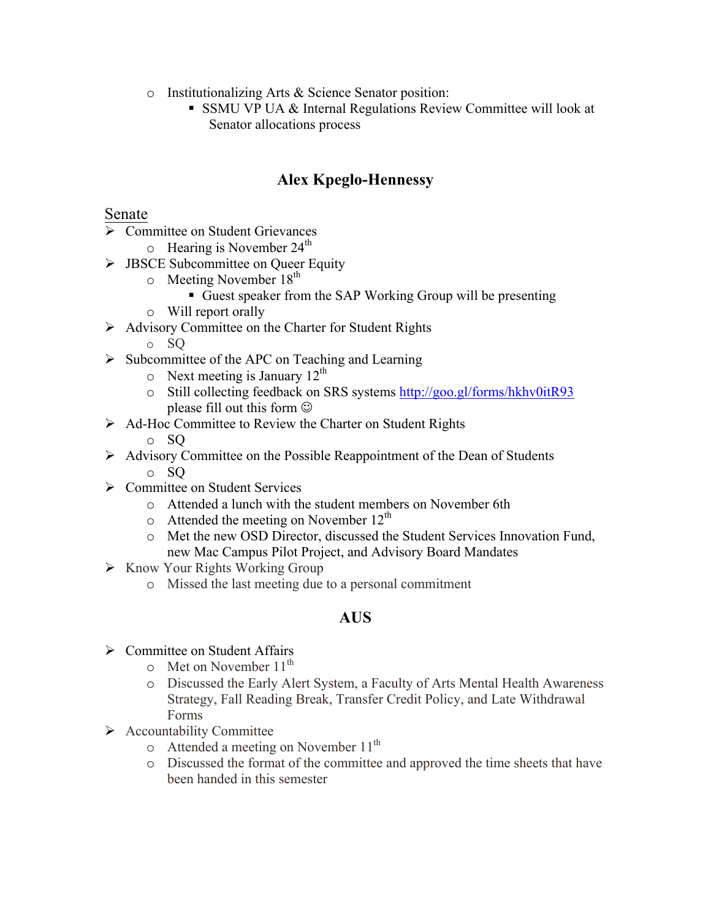- Institutionalizing Arts & Science Senator position:
    - SSMU VP UA & Internal Regulations Review Committee will look at Senator allocations process

## Alex Kpeglo-Hennessy

Senate

- Committee on Student Grievances
    - Hearing is November 24th
- JBSCE Subcommittee on Queer Equity
    - Meeting November 18th
        - Guest speaker from the SAP Working Group will be presenting
    - Will report orally
- Advisory Committee on the Charter for Student Rights
    - SQ
- Subcommittee of the APC on Teaching and Learning
    - Next meeting is January 12th
    - Still collecting feedback on SRS systems [http://goo.gl/forms/hkhv0itR93](http://goo.gl/forms/hkhv0itR93) please fill out this form ☺
- Ad-Hoc Committee to Review the Charter on Student Rights
    - SQ
- Advisory Committee on the Possible Reappointment of the Dean of Students
    - SQ
- Committee on Student Services
    - Attended a lunch with the student members on November 6th
    - Attended the meeting on November 12th
    - Met the new OSD Director, discussed the Student Services Innovation Fund, new Mac Campus Pilot Project, and Advisory Board Mandates
- Know Your Rights Working Group
    - Missed the last meeting due to a personal commitment

## AUS

- Committee on Student Affairs
    - Met on November 11th
    - Discussed the Early Alert System, a Faculty of Arts Mental Health Awareness Strategy, Fall Reading Break, Transfer Credit Policy, and Late Withdrawal Forms
- Accountability Committee
    - Attended a meeting on November 11th
    - Discussed the format of the committee and approved the time sheets that have been handed in this semester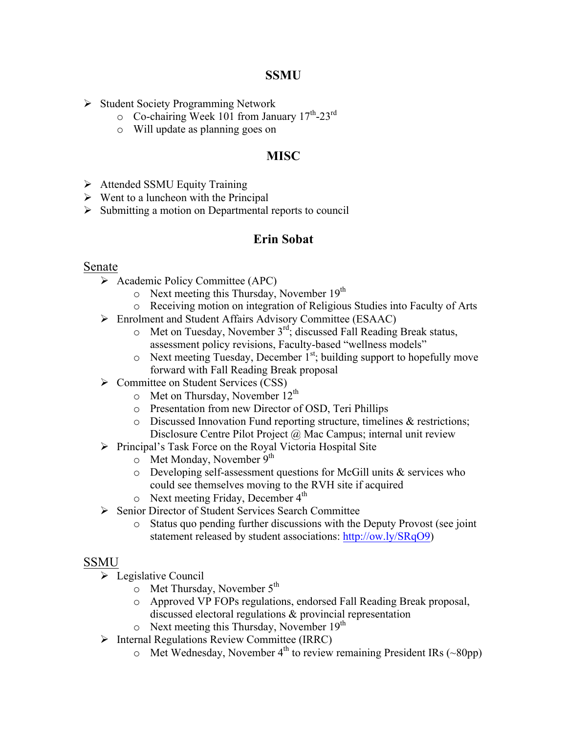## SSMU

- Student Society Programming Network
  - Co-chairing Week 101 from January 17th-23rd
  - Will update as planning goes on

## MISC

- Attended SSMU Equity Training
- Went to a luncheon with the Principal
- Submitting a motion on Departmental reports to council

## Erin Sobat

### Senate

- Academic Policy Committee (APC)
  - Next meeting this Thursday, November 19th
  - Receiving motion on integration of Religious Studies into Faculty of Arts
- Enrolment and Student Affairs Advisory Committee (ESAAC)
  - Met on Tuesday, November 3rd; discussed Fall Reading Break status, assessment policy revisions, Faculty-based "wellness models"
  - Next meeting Tuesday, December 1st; building support to hopefully move forward with Fall Reading Break proposal
- Committee on Student Services (CSS)
  - Met on Thursday, November 12th
  - Presentation from new Director of OSD, Teri Phillips
  - Discussed Innovation Fund reporting structure, timelines & restrictions; Disclosure Centre Pilot Project @ Mac Campus; internal unit review
- Principal's Task Force on the Royal Victoria Hospital Site
  - Met Monday, November 9th
  - Developing self-assessment questions for McGill units & services who could see themselves moving to the RVH site if acquired
  - Next meeting Friday, December 4th
- Senior Director of Student Services Search Committee
  - Status quo pending further discussions with the Deputy Provost (see joint statement released by student associations: http://ow.ly/SRqO9)

### SSMU

- Legislative Council
  - Met Thursday, November 5th
  - Approved VP FOPs regulations, endorsed Fall Reading Break proposal, discussed electoral regulations & provincial representation
  - Next meeting this Thursday, November 19th
- Internal Regulations Review Committee (IRRC)
  - Met Wednesday, November 4th to review remaining President IRs (~80pp)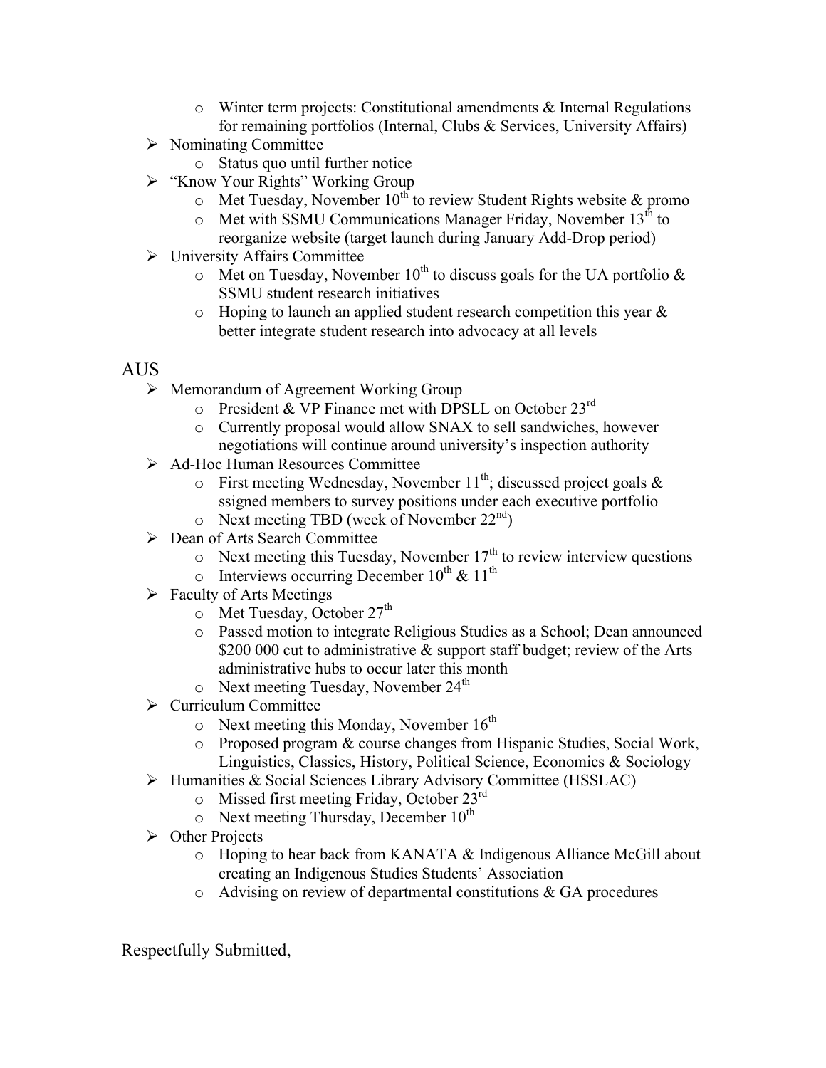- Winter term projects: Constitutional amendments & Internal Regulations for remaining portfolios (Internal, Clubs & Services, University Affairs)

- Nominating Committee
  - Status quo until further notice
- "Know Your Rights" Working Group
  - Met Tuesday, November 10th to review Student Rights website & promo
  - Met with SSMU Communications Manager Friday, November 13th to reorganize website (target launch during January Add-Drop period)
- University Affairs Committee
  - Met on Tuesday, November 10th to discuss goals for the UA portfolio & SSMU student research initiatives
  - Hoping to launch an applied student research competition this year & better integrate student research into advocacy at all levels

## AUS

- Memorandum of Agreement Working Group
  - President & VP Finance met with DPSLL on October 23rd
  - Currently proposal would allow SNAX to sell sandwiches, however negotiations will continue around university's inspection authority
- Ad-Hoc Human Resources Committee
  - First meeting Wednesday, November 11th; discussed project goals & ssigned members to survey positions under each executive portfolio
  - Next meeting TBD (week of November 22nd)
- Dean of Arts Search Committee
  - Next meeting this Tuesday, November 17th to review interview questions
  - Interviews occurring December 10th & 11th
- Faculty of Arts Meetings
  - Met Tuesday, October 27th
  - Passed motion to integrate Religious Studies as a School; Dean announced $200 000 cut to administrative & support staff budget; review of the Arts administrative hubs to occur later this month
  - Next meeting Tuesday, November 24th
- Curriculum Committee
  - Next meeting this Monday, November 16th
  - Proposed program & course changes from Hispanic Studies, Social Work, Linguistics, Classics, History, Political Science, Economics & Sociology
- Humanities & Social Sciences Library Advisory Committee (HSSLAC)
  - Missed first meeting Friday, October 23rd
  - Next meeting Thursday, December 10th
- Other Projects
  - Hoping to hear back from KANATA & Indigenous Alliance McGill about creating an Indigenous Studies Students' Association
  - Advising on review of departmental constitutions & GA procedures

Respectfully Submitted,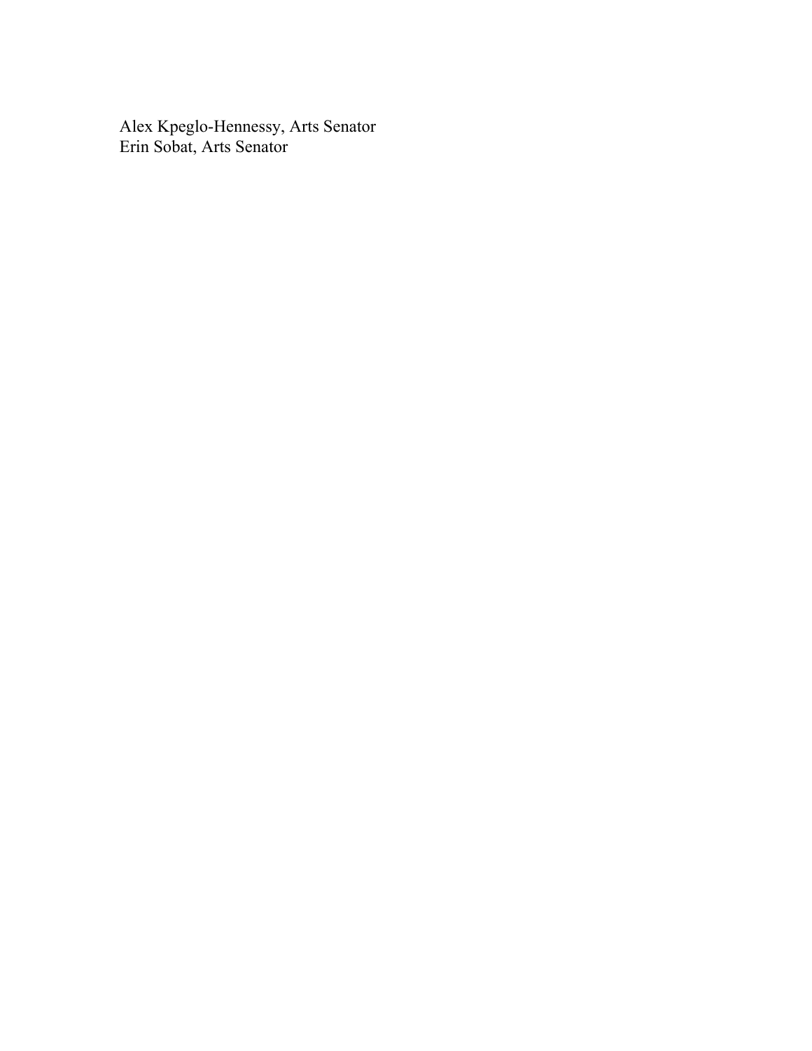Alex Kpeglo-Hennessy, Arts Senator
Erin Sobat, Arts Senator